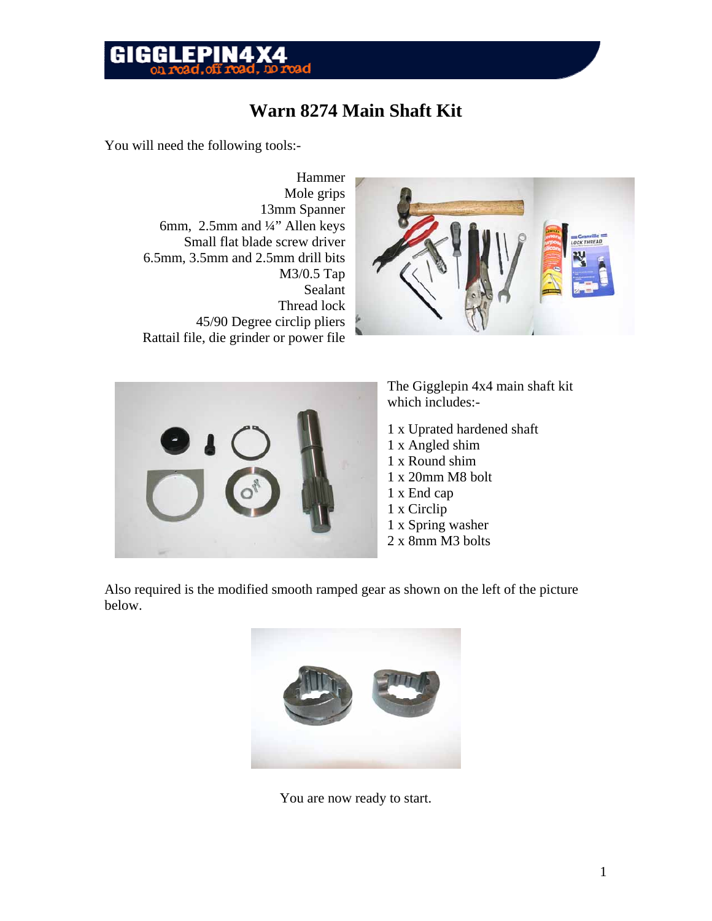# Warn 8274 Main Shaft Kit

You will need the following tools:-

Hammer
Mole grips
13mm Spanner
6mm, 2.5mm and ¼" Allen keys
Small flat blade screw driver
6.5mm, 3.5mm and 2.5mm drill bits
M3/0.5 Tap
Sealant
Thread lock
45/90 Degree circlip pliers
Rattail file, die grinder or power file

The Gigglepin 4x4 main shaft kit which includes:-

1 x Uprated hardened shaft
1 x Angled shim
1 x Round shim
1 x 20mm M8 bolt
1 x End cap
1 x Circlip
1 x Spring washer
2 x 8mm M3 bolts

Also required is the modified smooth ramped gear as shown on the left of the picture below.

You are now ready to start.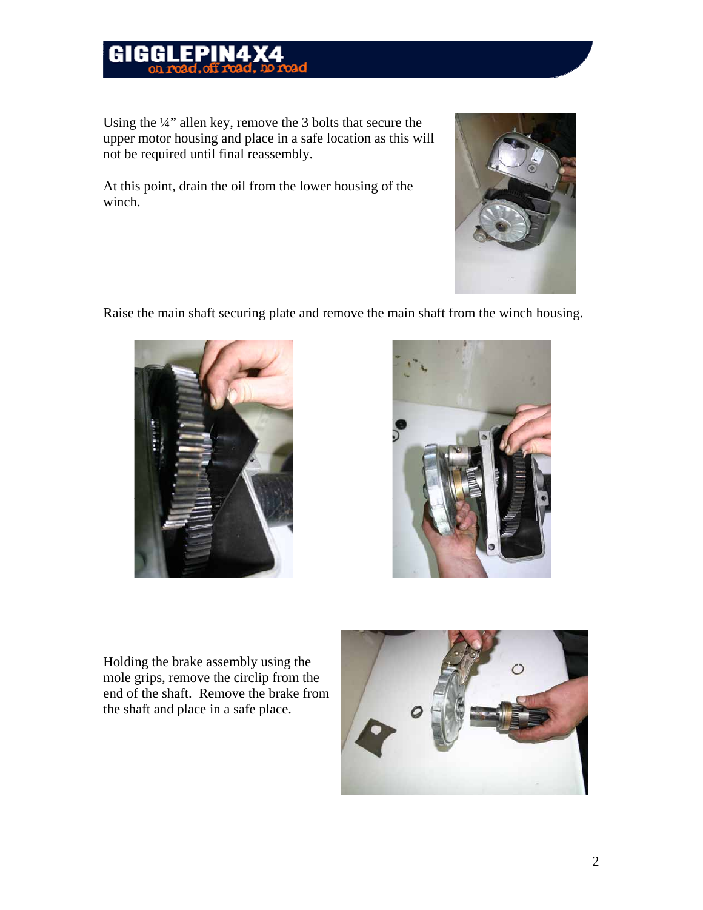Using the ¼" allen key, remove the 3 bolts that secure the upper motor housing and place in a safe location as this will not be required until final reassembly.

At this point, drain the oil from the lower housing of the winch.

Raise the main shaft securing plate and remove the main shaft from the winch housing.

Holding the brake assembly using the mole grips, remove the circlip from the end of the shaft. Remove the brake from the shaft and place in a safe place.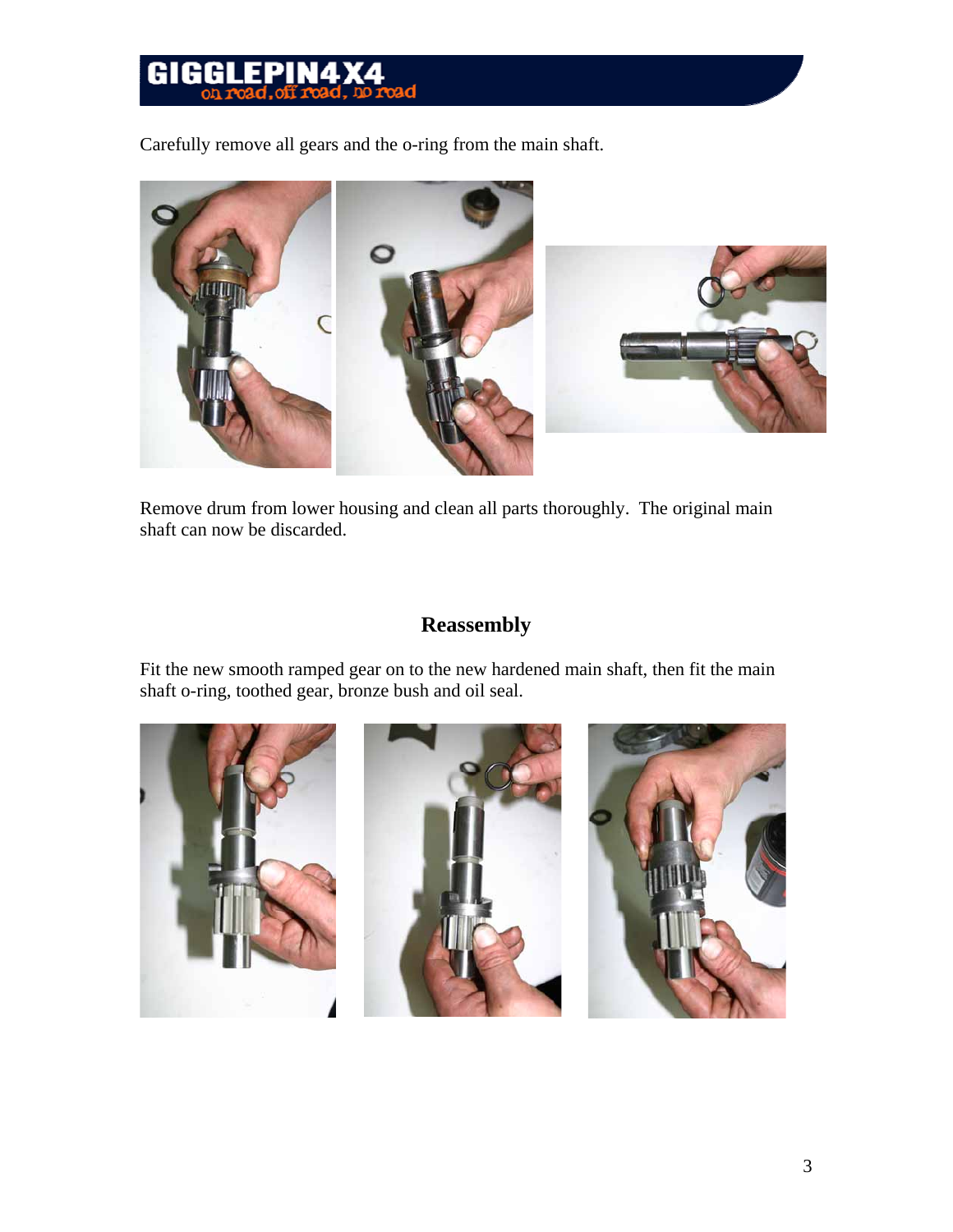Carefully remove all gears and the o-ring from the main shaft.

Remove drum from lower housing and clean all parts thoroughly. The original main shaft can now be discarded.

## Reassembly

Fit the new smooth ramped gear on to the new hardened main shaft, then fit the main shaft o-ring, toothed gear, bronze bush and oil seal.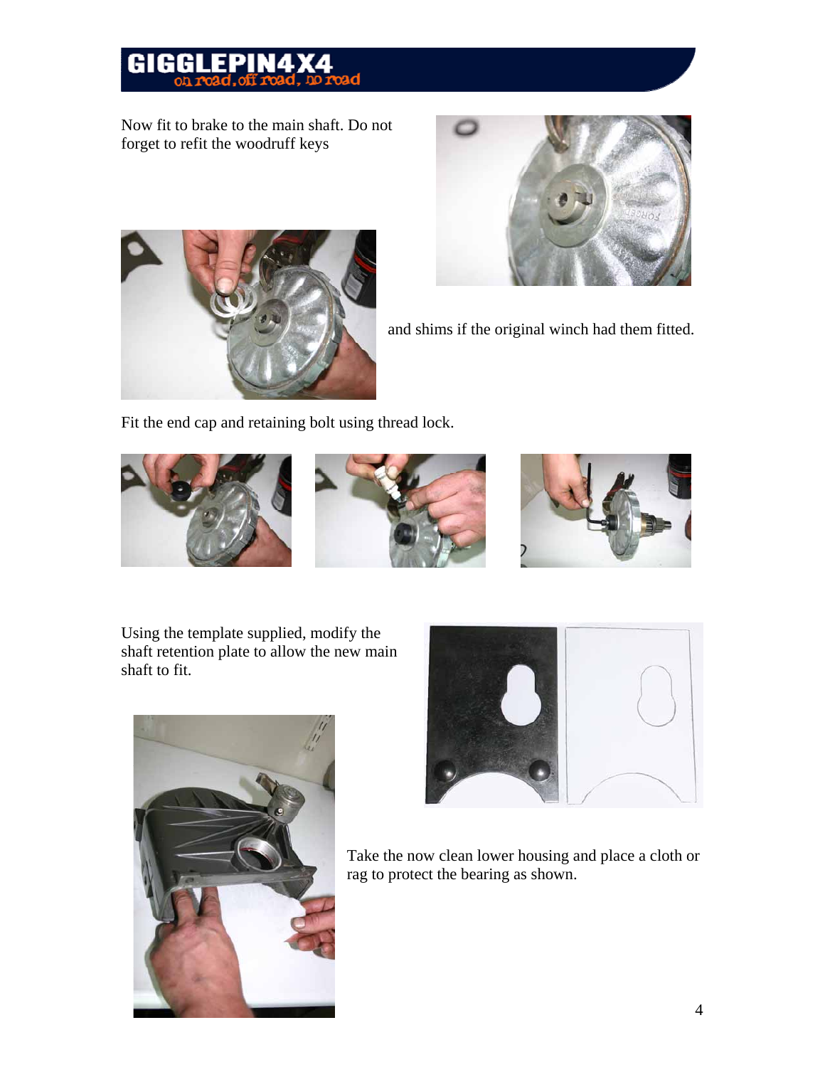Now fit to brake to the main shaft. Do not forget to refit the woodruff keys

and shims if the original winch had them fitted.

Fit the end cap and retaining bolt using thread lock.

Using the template supplied, modify the shaft retention plate to allow the new main shaft to fit.

Take the now clean lower housing and place a cloth or rag to protect the bearing as shown.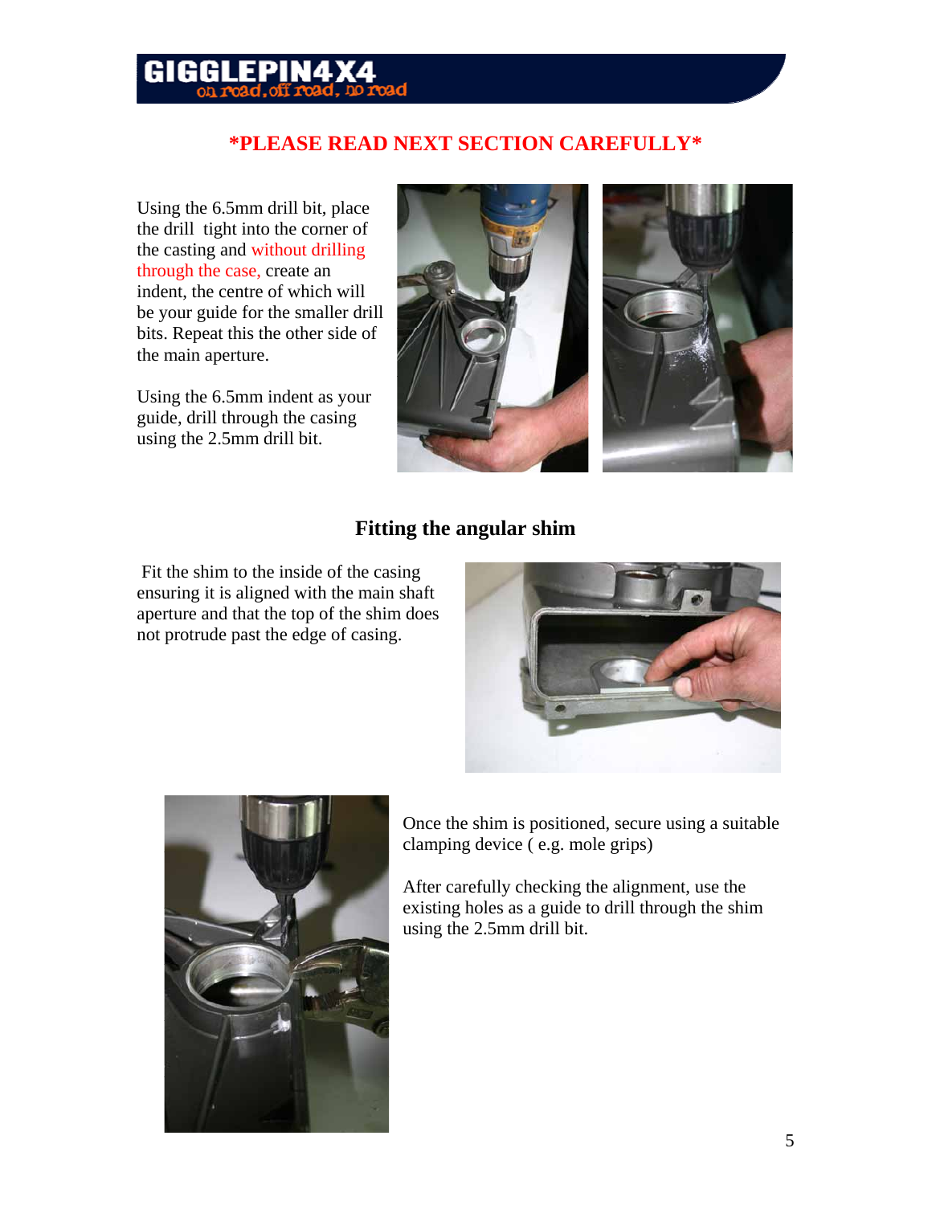## *PLEASE READ NEXT SECTION CAREFULLY*

Using the 6.5mm drill bit, place the drill tight into the corner of the casting and without drilling through the case, create an indent, the centre of which will be your guide for the smaller drill bits. Repeat this the other side of the main aperture.

Using the 6.5mm indent as your guide, drill through the casing using the 2.5mm drill bit.

## Fitting the angular shim

Fit the shim to the inside of the casing ensuring it is aligned with the main shaft aperture and that the top of the shim does not protrude past the edge of casing.

Once the shim is positioned, secure using a suitable clamping device ( e.g. mole grips)

After carefully checking the alignment, use the existing holes as a guide to drill through the shim using the 2.5mm drill bit.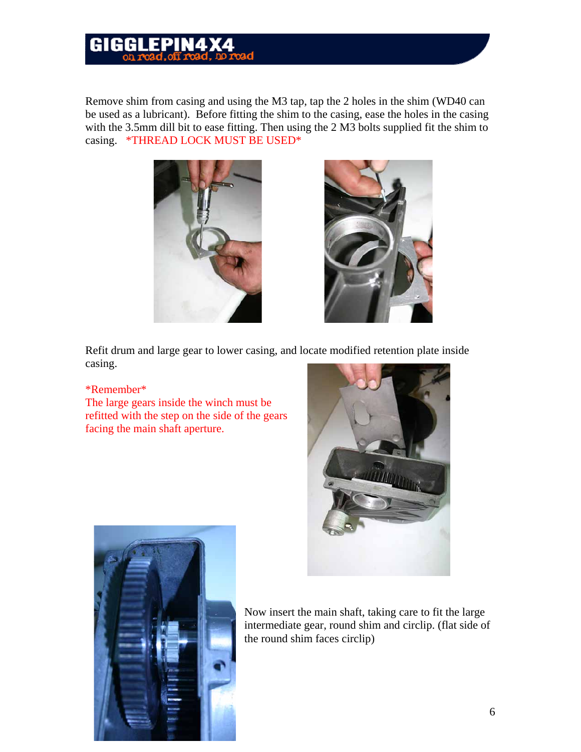Remove shim from casing and using the M3 tap, tap the 2 holes in the shim (WD40 can be used as a lubricant). Before fitting the shim to the casing, ease the holes in the casing with the 3.5mm dill bit to ease fitting. Then using the 2 M3 bolts supplied fit the shim to casing. *THREAD LOCK MUST BE USED*

Refit drum and large gear to lower casing, and locate modified retention plate inside casing.

*Remember*
The large gears inside the winch must be refitted with the step on the side of the gears facing the main shaft aperture.

Now insert the main shaft, taking care to fit the large intermediate gear, round shim and circlip. (flat side of the round shim faces circlip)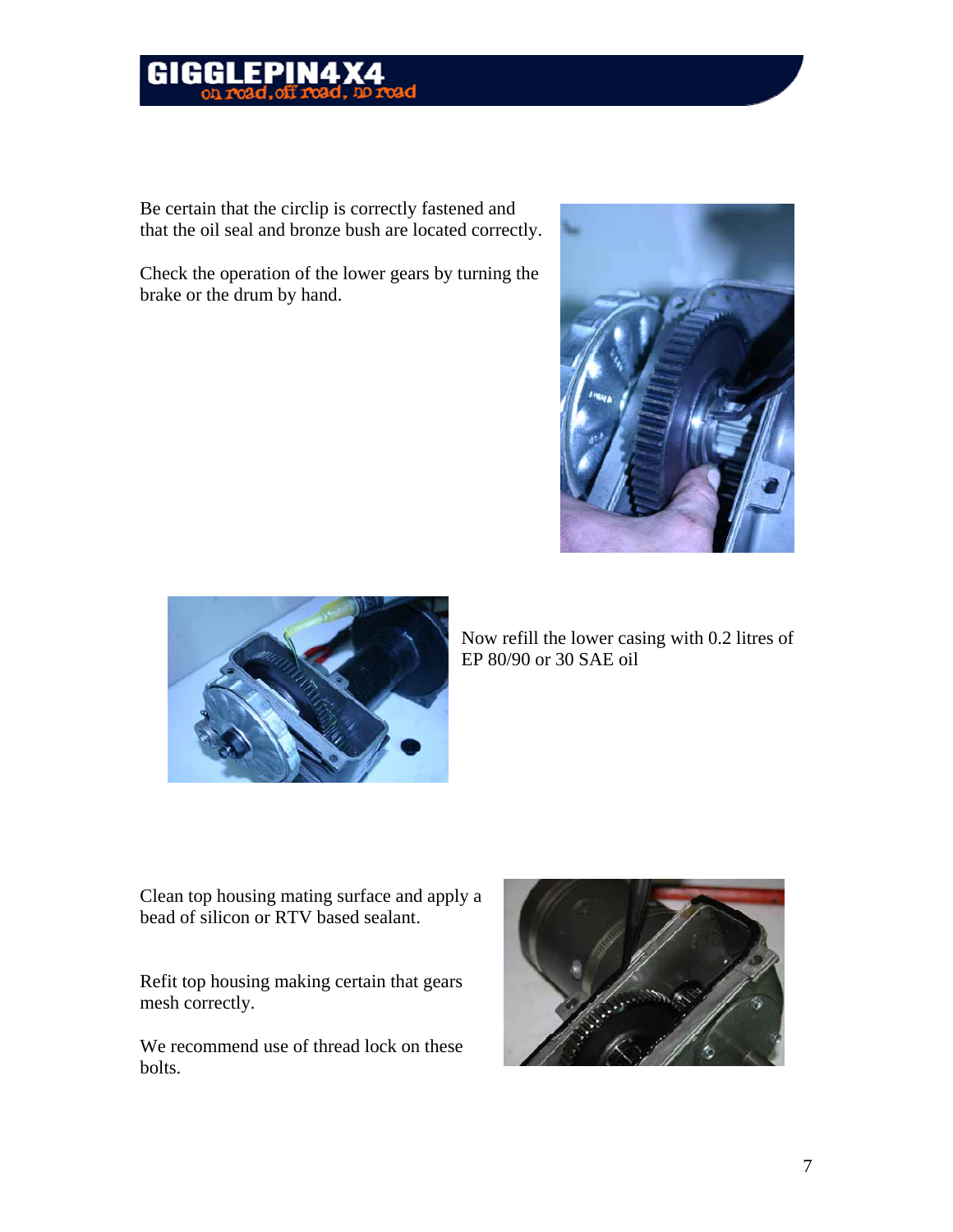Be certain that the circlip is correctly fastened and that the oil seal and bronze bush are located correctly.

Check the operation of the lower gears by turning the brake or the drum by hand.

Now refill the lower casing with 0.2 litres of EP 80/90 or 30 SAE oil

Clean top housing mating surface and apply a bead of silicon or RTV based sealant.

Refit top housing making certain that gears mesh correctly.

We recommend use of thread lock on these bolts.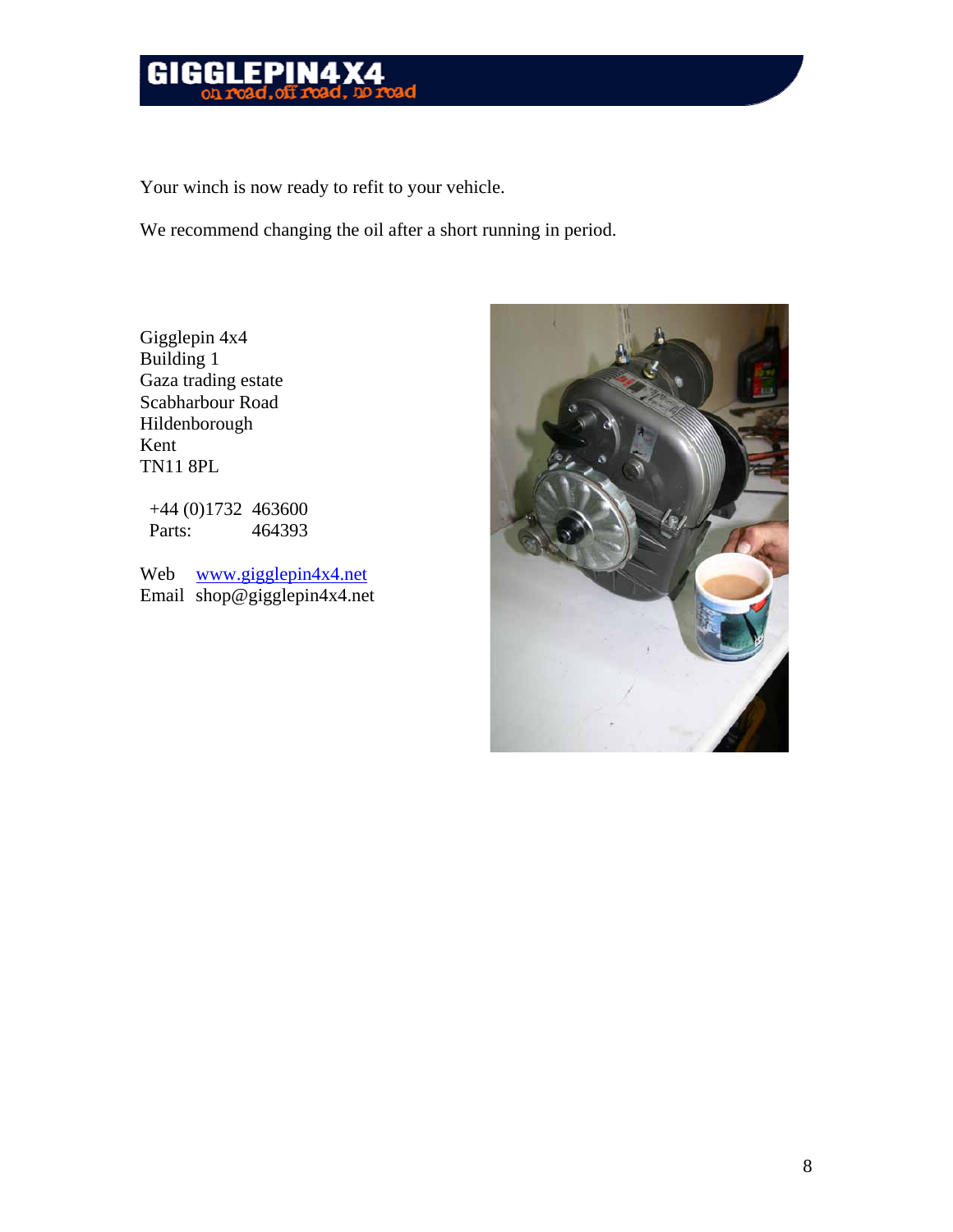Your winch is now ready to refit to your vehicle.

We recommend changing the oil after a short running in period.

Gigglepin 4x4
Building 1
Gaza trading estate
Scabharbour Road
Hildenborough
Kent
TN11 8PL

| | |
|---|---|
| +44 (0)1732 | 463600 |
| Parts: | 464393 |

Web [www.gigglepin4x4.net](http://www.gigglepin4x4.net)
Email shop@gigglepin4x4.net